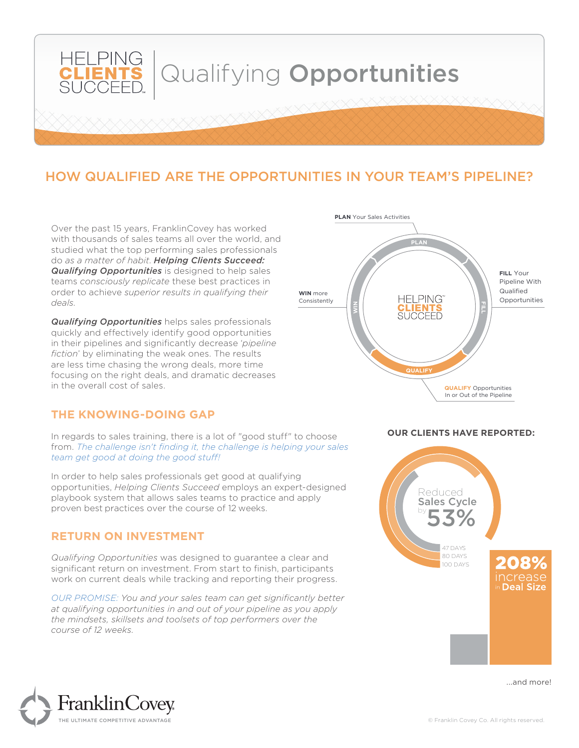# HELPING CLIENTS SUCCEED | Qualifying Opportunities

## HOW QUALIFIED ARE THE OPPORTUNITIES IN YOUR TEAM'S PIPELINE?

Over the past 15 years, FranklinCovey has worked with thousands of sales teams all over the world, and studied what the top performing sales professionals do *as a matter of habit*. ***Helping Clients Succeed: Qualifying Opportunities*** is designed to help sales teams *consciously replicate* these best practices in order to achieve *superior results in qualifying their deals*.

***Qualifying Opportunities*** helps sales professionals quickly and effectively identify good opportunities in their pipelines and significantly decrease '*pipeline fiction*' by eliminating the weak ones. The results are less time chasing the wrong deals, more time focusing on the right deals, and dramatic decreases in the overall cost of sales.

**PLAN** Your Sales Activities

**FILL** Your Pipeline With Qualified Opportunities

**QUALIFY** Opportunities In or Out of the Pipeline

**WIN** more Consistently

### THE KNOWING-DOING GAP

In regards to sales training, there is a lot of "good stuff" to choose from. *The challenge isn't finding it, the challenge is helping your sales team get good at doing the good stuff!*

In order to help sales professionals get good at qualifying opportunities, *Helping Clients Succeed* employs an expert-designed playbook system that allows sales teams to practice and apply proven best practices over the course of 12 weeks.

### RETURN ON INVESTMENT

*Qualifying Opportunities* was designed to guarantee a clear and significant return on investment. From start to finish, participants work on current deals while tracking and reporting their progress.

*OUR PROMISE: You and your sales team can get significantly better at qualifying opportunities in and out of your pipeline as you apply the mindsets, skillsets and toolsets of top performers over the course of 12 weeks.*

### OUR CLIENTS HAVE REPORTED:

Reduced **Sales Cycle** by **53%**

47 DAYS
80 DAYS
100 DAYS

**208%** increase in **Deal Size**

...and more!

FranklinCovey — THE ULTIMATE COMPETITIVE ADVANTAGE

© Franklin Covey Co. All rights reserved.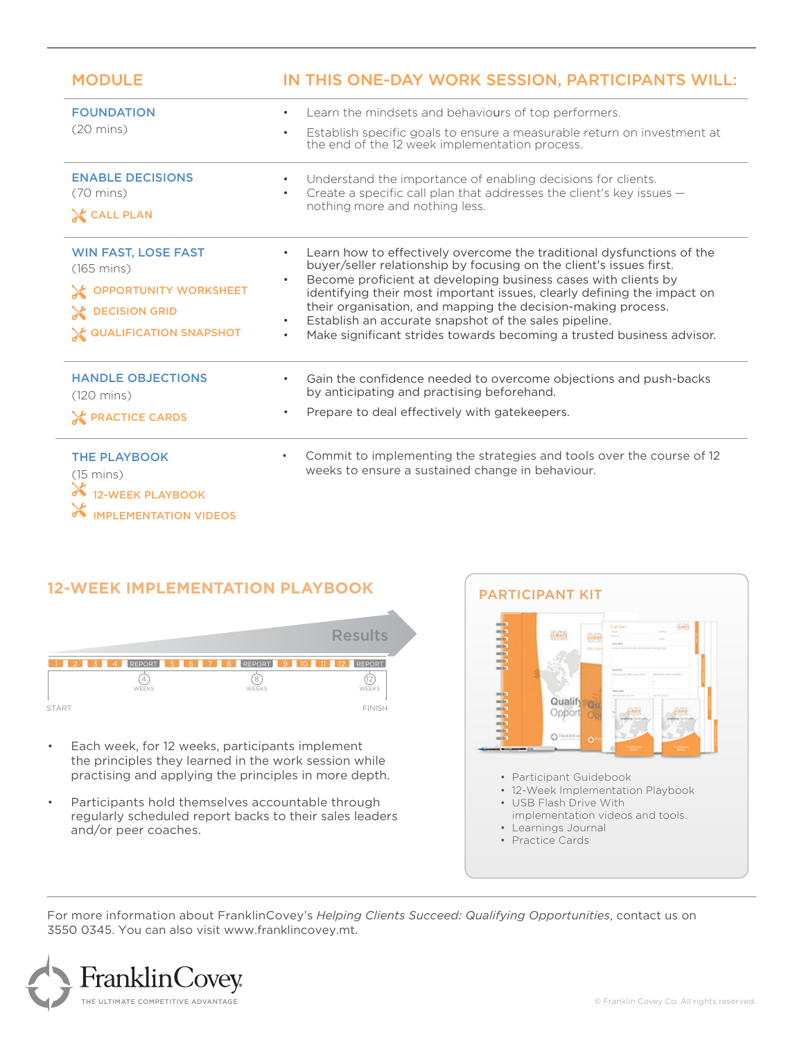| MODULE | IN THIS ONE-DAY WORK SESSION, PARTICIPANTS WILL: |
|---|---|
| **FOUNDATION** (20 mins) | • Learn the mindsets and behaviours of top performers. • Establish specific goals to ensure a measurable return on investment at the end of the 12 week implementation process. |
| **ENABLE DECISIONS** (70 mins) CALL PLAN | • Understand the importance of enabling decisions for clients. • Create a specific call plan that addresses the client's key issues — nothing more and nothing less. |
| **WIN FAST, LOSE FAST** (165 mins) OPPORTUNITY WORKSHEET, DECISION GRID, QUALIFICATION SNAPSHOT | • Learn how to effectively overcome the traditional dysfunctions of the buyer/seller relationship by focusing on the client's issues first. • Become proficient at developing business cases with clients by identifying their most important issues, clearly defining the impact on their organisation, and mapping the decision-making process. • Establish an accurate snapshot of the sales pipeline. • Make significant strides towards becoming a trusted business advisor. |
| **HANDLE OBJECTIONS** (120 mins) PRACTICE CARDS | • Gain the confidence needed to overcome objections and push-backs by anticipating and practising beforehand. • Prepare to deal effectively with gatekeepers. |
| **THE PLAYBOOK** (15 mins) 12-WEEK PLAYBOOK, IMPLEMENTATION VIDEOS | • Commit to implementing the strategies and tools over the course of 12 weeks to ensure a sustained change in behaviour. |

## 12-WEEK IMPLEMENTATION PLAYBOOK

Results

1 2 3 4 REPORT 5 6 7 8 REPORT 9 10 11 12 REPORT

4 WEEKS 8 WEEKS 12 WEEKS

START FINISH

- Each week, for 12 weeks, participants implement the principles they learned in the work session while practising and applying the principles in more depth.
- Participants hold themselves accountable through regularly scheduled report backs to their sales leaders and/or peer coaches.

## PARTICIPANT KIT

- Participant Guidebook
- 12-Week Implementation Playbook
- USB Flash Drive With implementation videos and tools.
- Learnings Journal
- Practice Cards

For more information about FranklinCovey's *Helping Clients Succeed: Qualifying Opportunities*, contact us on 3550 0345. You can also visit www.franklincovey.mt.

FranklinCovey
THE ULTIMATE COMPETITIVE ADVANTAGE

© Franklin Covey Co. All rights reserved.